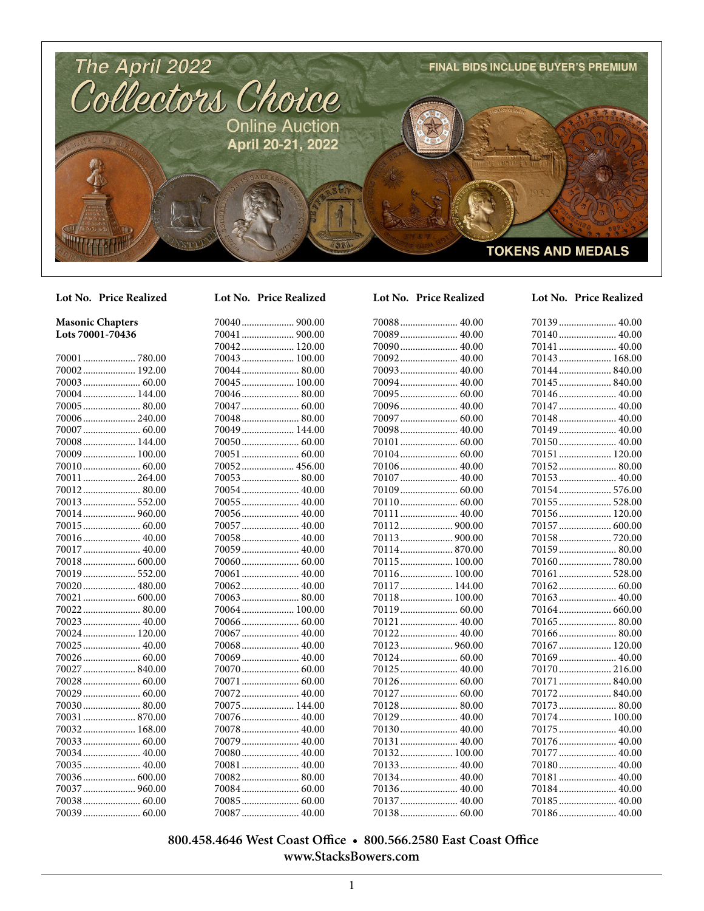# The April 2022 Collectors Choice Online Auction

**April 20-21, 2022**

FINAL BIDS INCLUDE BUYER'S PREMIUM

TOKENS AND MEDALS

## Masonic Chapters
### Lots 70001-70436

| Lot No. | Price Realized |
|---|---|
| 70001 | 780.00 |
| 70002 | 192.00 |
| 70003 | 60.00 |
| 70004 | 144.00 |
| 70005 | 80.00 |
| 70006 | 240.00 |
| 70007 | 60.00 |
| 70008 | 144.00 |
| 70009 | 100.00 |
| 70010 | 60.00 |
| 70011 | 264.00 |
| 70012 | 80.00 |
| 70013 | 552.00 |
| 70014 | 960.00 |
| 70015 | 60.00 |
| 70016 | 40.00 |
| 70017 | 40.00 |
| 70018 | 600.00 |
| 70019 | 552.00 |
| 70020 | 480.00 |
| 70021 | 600.00 |
| 70022 | 80.00 |
| 70023 | 40.00 |
| 70024 | 120.00 |
| 70025 | 40.00 |
| 70026 | 60.00 |
| 70027 | 840.00 |
| 70028 | 60.00 |
| 70029 | 60.00 |
| 70030 | 80.00 |
| 70031 | 870.00 |
| 70032 | 168.00 |
| 70033 | 60.00 |
| 70034 | 40.00 |
| 70035 | 40.00 |
| 70036 | 600.00 |
| 70037 | 960.00 |
| 70038 | 60.00 |
| 70039 | 60.00 |
| 70040 | 900.00 |
| 70041 | 900.00 |
| 70042 | 120.00 |
| 70043 | 100.00 |
| 70044 | 80.00 |
| 70045 | 100.00 |
| 70046 | 80.00 |
| 70047 | 60.00 |
| 70048 | 80.00 |
| 70049 | 144.00 |
| 70050 | 60.00 |
| 70051 | 60.00 |
| 70052 | 456.00 |
| 70053 | 80.00 |
| 70054 | 40.00 |
| 70055 | 40.00 |
| 70056 | 40.00 |
| 70057 | 40.00 |
| 70058 | 40.00 |
| 70059 | 40.00 |
| 70060 | 60.00 |
| 70061 | 40.00 |
| 70062 | 40.00 |
| 70063 | 80.00 |
| 70064 | 100.00 |
| 70066 | 60.00 |
| 70067 | 40.00 |
| 70068 | 40.00 |
| 70069 | 40.00 |
| 70070 | 60.00 |
| 70071 | 60.00 |
| 70072 | 40.00 |
| 70075 | 144.00 |
| 70076 | 40.00 |
| 70078 | 40.00 |
| 70079 | 40.00 |
| 70080 | 40.00 |
| 70081 | 40.00 |
| 70082 | 80.00 |
| 70084 | 60.00 |
| 70085 | 60.00 |
| 70087 | 40.00 |
| 70088 | 40.00 |
| 70089 | 40.00 |
| 70090 | 40.00 |
| 70092 | 40.00 |
| 70093 | 40.00 |
| 70094 | 40.00 |
| 70095 | 60.00 |
| 70096 | 40.00 |
| 70097 | 60.00 |
| 70098 | 40.00 |
| 70101 | 60.00 |
| 70104 | 60.00 |
| 70106 | 40.00 |
| 70107 | 40.00 |
| 70109 | 60.00 |
| 70110 | 60.00 |
| 70111 | 40.00 |
| 70112 | 900.00 |
| 70113 | 900.00 |
| 70114 | 870.00 |
| 70115 | 100.00 |
| 70116 | 100.00 |
| 70117 | 144.00 |
| 70118 | 100.00 |
| 70119 | 60.00 |
| 70121 | 40.00 |
| 70122 | 40.00 |
| 70123 | 960.00 |
| 70124 | 60.00 |
| 70125 | 40.00 |
| 70126 | 60.00 |
| 70127 | 60.00 |
| 70128 | 80.00 |
| 70129 | 40.00 |
| 70130 | 40.00 |
| 70131 | 40.00 |
| 70132 | 100.00 |
| 70133 | 40.00 |
| 70134 | 40.00 |
| 70136 | 40.00 |
| 70137 | 40.00 |
| 70138 | 60.00 |
| 70139 | 40.00 |
| 70140 | 40.00 |
| 70141 | 40.00 |
| 70143 | 168.00 |
| 70144 | 840.00 |
| 70145 | 840.00 |
| 70146 | 40.00 |
| 70147 | 40.00 |
| 70148 | 40.00 |
| 70149 | 40.00 |
| 70150 | 40.00 |
| 70151 | 120.00 |
| 70152 | 80.00 |
| 70153 | 40.00 |
| 70154 | 576.00 |
| 70155 | 528.00 |
| 70156 | 120.00 |
| 70157 | 600.00 |
| 70158 | 720.00 |
| 70159 | 80.00 |
| 70160 | 780.00 |
| 70161 | 528.00 |
| 70162 | 60.00 |
| 70163 | 40.00 |
| 70164 | 660.00 |
| 70165 | 80.00 |
| 70166 | 80.00 |
| 70167 | 120.00 |
| 70169 | 40.00 |
| 70170 | 216.00 |
| 70171 | 840.00 |
| 70172 | 840.00 |
| 70173 | 80.00 |
| 70174 | 100.00 |
| 70175 | 40.00 |
| 70176 | 40.00 |
| 70177 | 40.00 |
| 70180 | 40.00 |
| 70181 | 40.00 |
| 70184 | 40.00 |
| 70185 | 40.00 |
| 70186 | 40.00 |

**800.458.4646 West Coast Office • 800.566.2580 East Coast Office**
**www.StacksBowers.com**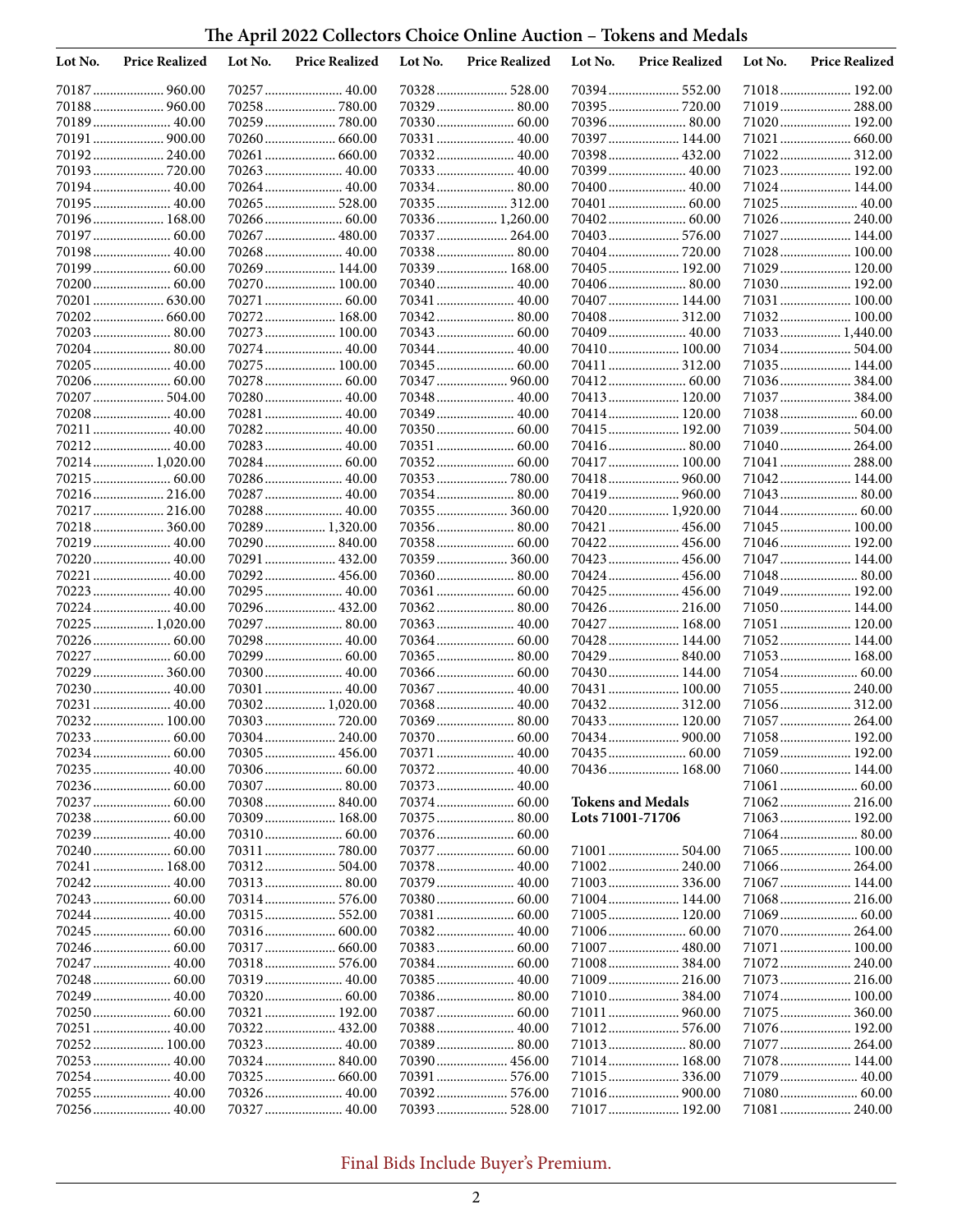# The April 2022 Collectors Choice Online Auction – Tokens and Medals

| Lot No. | Price Realized |
|---|---|
| 70187 | 960.00 |
| 70188 | 960.00 |
| 70189 | 40.00 |
| 70191 | 900.00 |
| 70192 | 240.00 |
| 70193 | 720.00 |
| 70194 | 40.00 |
| 70195 | 40.00 |
| 70196 | 168.00 |
| 70197 | 60.00 |
| 70198 | 40.00 |
| 70199 | 60.00 |
| 70200 | 60.00 |
| 70201 | 630.00 |
| 70202 | 660.00 |
| 70203 | 80.00 |
| 70204 | 80.00 |
| 70205 | 40.00 |
| 70206 | 60.00 |
| 70207 | 504.00 |
| 70208 | 40.00 |
| 70211 | 40.00 |
| 70212 | 40.00 |
| 70214 | 1,020.00 |
| 70215 | 60.00 |
| 70216 | 216.00 |
| 70217 | 216.00 |
| 70218 | 360.00 |
| 70219 | 40.00 |
| 70220 | 40.00 |
| 70221 | 40.00 |
| 70223 | 40.00 |
| 70224 | 40.00 |
| 70225 | 1,020.00 |
| 70226 | 60.00 |
| 70227 | 60.00 |
| 70229 | 360.00 |
| 70230 | 40.00 |
| 70231 | 40.00 |
| 70232 | 100.00 |
| 70233 | 60.00 |
| 70234 | 60.00 |
| 70235 | 40.00 |
| 70236 | 60.00 |
| 70237 | 60.00 |
| 70238 | 60.00 |
| 70239 | 40.00 |
| 70240 | 60.00 |
| 70241 | 168.00 |
| 70242 | 40.00 |
| 70243 | 60.00 |
| 70244 | 40.00 |
| 70245 | 60.00 |
| 70246 | 60.00 |
| 70247 | 40.00 |
| 70248 | 60.00 |
| 70249 | 40.00 |
| 70250 | 60.00 |
| 70251 | 40.00 |
| 70252 | 100.00 |
| 70253 | 40.00 |
| 70254 | 40.00 |
| 70255 | 40.00 |
| 70256 | 40.00 |
| 70257 | 40.00 |
| 70258 | 780.00 |
| 70259 | 780.00 |
| 70260 | 660.00 |
| 70261 | 660.00 |
| 70263 | 40.00 |
| 70264 | 40.00 |
| 70265 | 528.00 |
| 70266 | 60.00 |
| 70267 | 480.00 |
| 70268 | 40.00 |
| 70269 | 144.00 |
| 70270 | 100.00 |
| 70271 | 60.00 |
| 70272 | 168.00 |
| 70273 | 100.00 |
| 70274 | 40.00 |
| 70275 | 100.00 |
| 70278 | 60.00 |
| 70280 | 40.00 |
| 70281 | 40.00 |
| 70282 | 40.00 |
| 70283 | 40.00 |
| 70284 | 60.00 |
| 70286 | 40.00 |
| 70287 | 40.00 |
| 70288 | 40.00 |
| 70289 | 1,320.00 |
| 70290 | 840.00 |
| 70291 | 432.00 |
| 70292 | 456.00 |
| 70295 | 40.00 |
| 70296 | 432.00 |
| 70297 | 80.00 |
| 70298 | 40.00 |
| 70299 | 60.00 |
| 70300 | 40.00 |
| 70301 | 40.00 |
| 70302 | 1,020.00 |
| 70303 | 720.00 |
| 70304 | 240.00 |
| 70305 | 456.00 |
| 70306 | 60.00 |
| 70307 | 80.00 |
| 70308 | 840.00 |
| 70309 | 168.00 |
| 70310 | 60.00 |
| 70311 | 780.00 |
| 70312 | 504.00 |
| 70313 | 80.00 |
| 70314 | 576.00 |
| 70315 | 552.00 |
| 70316 | 600.00 |
| 70317 | 660.00 |
| 70318 | 576.00 |
| 70319 | 40.00 |
| 70320 | 60.00 |
| 70321 | 192.00 |
| 70322 | 432.00 |
| 70323 | 40.00 |
| 70324 | 840.00 |
| 70325 | 660.00 |
| 70326 | 40.00 |
| 70327 | 40.00 |
| 70328 | 528.00 |
| 70329 | 80.00 |
| 70330 | 60.00 |
| 70331 | 40.00 |
| 70332 | 40.00 |
| 70333 | 40.00 |
| 70334 | 80.00 |
| 70335 | 312.00 |
| 70336 | 1,260.00 |
| 70337 | 264.00 |
| 70338 | 80.00 |
| 70339 | 168.00 |
| 70340 | 40.00 |
| 70341 | 40.00 |
| 70342 | 80.00 |
| 70343 | 60.00 |
| 70344 | 40.00 |
| 70345 | 60.00 |
| 70347 | 960.00 |
| 70348 | 40.00 |
| 70349 | 40.00 |
| 70350 | 60.00 |
| 70351 | 60.00 |
| 70352 | 60.00 |
| 70353 | 780.00 |
| 70354 | 80.00 |
| 70355 | 360.00 |
| 70356 | 80.00 |
| 70358 | 60.00 |
| 70359 | 360.00 |
| 70360 | 80.00 |
| 70361 | 60.00 |
| 70362 | 80.00 |
| 70363 | 40.00 |
| 70364 | 60.00 |
| 70365 | 80.00 |
| 70366 | 60.00 |
| 70367 | 40.00 |
| 70368 | 40.00 |
| 70369 | 80.00 |
| 70370 | 60.00 |
| 70371 | 40.00 |
| 70372 | 40.00 |
| 70373 | 40.00 |
| 70374 | 60.00 |
| 70375 | 80.00 |
| 70376 | 60.00 |
| 70377 | 60.00 |
| 70378 | 40.00 |
| 70379 | 40.00 |
| 70380 | 60.00 |
| 70381 | 60.00 |
| 70382 | 40.00 |
| 70383 | 60.00 |
| 70384 | 60.00 |
| 70385 | 40.00 |
| 70386 | 80.00 |
| 70387 | 60.00 |
| 70388 | 40.00 |
| 70389 | 80.00 |
| 70390 | 456.00 |
| 70391 | 576.00 |
| 70392 | 576.00 |
| 70393 | 528.00 |
| 70394 | 552.00 |
| 70395 | 720.00 |
| 70396 | 80.00 |
| 70397 | 144.00 |
| 70398 | 432.00 |
| 70399 | 40.00 |
| 70400 | 40.00 |
| 70401 | 60.00 |
| 70402 | 60.00 |
| 70403 | 576.00 |
| 70404 | 720.00 |
| 70405 | 192.00 |
| 70406 | 80.00 |
| 70407 | 144.00 |
| 70408 | 312.00 |
| 70409 | 40.00 |
| 70410 | 100.00 |
| 70411 | 312.00 |
| 70412 | 60.00 |
| 70413 | 120.00 |
| 70414 | 120.00 |
| 70415 | 192.00 |
| 70416 | 80.00 |
| 70417 | 100.00 |
| 70418 | 960.00 |
| 70419 | 960.00 |
| 70420 | 1,920.00 |
| 70421 | 456.00 |
| 70422 | 456.00 |
| 70423 | 456.00 |
| 70424 | 456.00 |
| 70425 | 456.00 |
| 70426 | 216.00 |
| 70427 | 168.00 |
| 70428 | 144.00 |
| 70429 | 840.00 |
| 70430 | 144.00 |
| 70431 | 100.00 |
| 70432 | 312.00 |
| 70433 | 120.00 |
| 70434 | 900.00 |
| 70435 | 60.00 |
| 70436 | 168.00 |

**Tokens and Medals**
**Lots 71001-71706**

| Lot No. | Price Realized |
|---|---|
| 71001 | 504.00 |
| 71002 | 240.00 |
| 71003 | 336.00 |
| 71004 | 144.00 |
| 71005 | 120.00 |
| 71006 | 60.00 |
| 71007 | 480.00 |
| 71008 | 384.00 |
| 71009 | 216.00 |
| 71010 | 384.00 |
| 71011 | 960.00 |
| 71012 | 576.00 |
| 71013 | 80.00 |
| 71014 | 168.00 |
| 71015 | 336.00 |
| 71016 | 900.00 |
| 71017 | 192.00 |
| 71018 | 192.00 |
| 71019 | 288.00 |
| 71020 | 192.00 |
| 71021 | 660.00 |
| 71022 | 312.00 |
| 71023 | 192.00 |
| 71024 | 144.00 |
| 71025 | 40.00 |
| 71026 | 240.00 |
| 71027 | 144.00 |
| 71028 | 100.00 |
| 71029 | 120.00 |
| 71030 | 192.00 |
| 71031 | 100.00 |
| 71032 | 100.00 |
| 71033 | 1,440.00 |
| 71034 | 504.00 |
| 71035 | 144.00 |
| 71036 | 384.00 |
| 71037 | 384.00 |
| 71038 | 60.00 |
| 71039 | 504.00 |
| 71040 | 264.00 |
| 71041 | 288.00 |
| 71042 | 144.00 |
| 71043 | 80.00 |
| 71044 | 60.00 |
| 71045 | 100.00 |
| 71046 | 192.00 |
| 71047 | 144.00 |
| 71048 | 80.00 |
| 71049 | 192.00 |
| 71050 | 144.00 |
| 71051 | 120.00 |
| 71052 | 144.00 |
| 71053 | 168.00 |
| 71054 | 60.00 |
| 71055 | 240.00 |
| 71056 | 312.00 |
| 71057 | 264.00 |
| 71058 | 192.00 |
| 71059 | 192.00 |
| 71060 | 144.00 |
| 71061 | 60.00 |
| 71062 | 216.00 |
| 71063 | 192.00 |
| 71064 | 80.00 |
| 71065 | 100.00 |
| 71066 | 264.00 |
| 71067 | 144.00 |
| 71068 | 216.00 |
| 71069 | 60.00 |
| 71070 | 264.00 |
| 71071 | 100.00 |
| 71072 | 240.00 |
| 71073 | 216.00 |
| 71074 | 100.00 |
| 71075 | 360.00 |
| 71076 | 192.00 |
| 71077 | 264.00 |
| 71078 | 144.00 |
| 71079 | 40.00 |
| 71080 | 60.00 |
| 71081 | 240.00 |

Final Bids Include Buyer's Premium.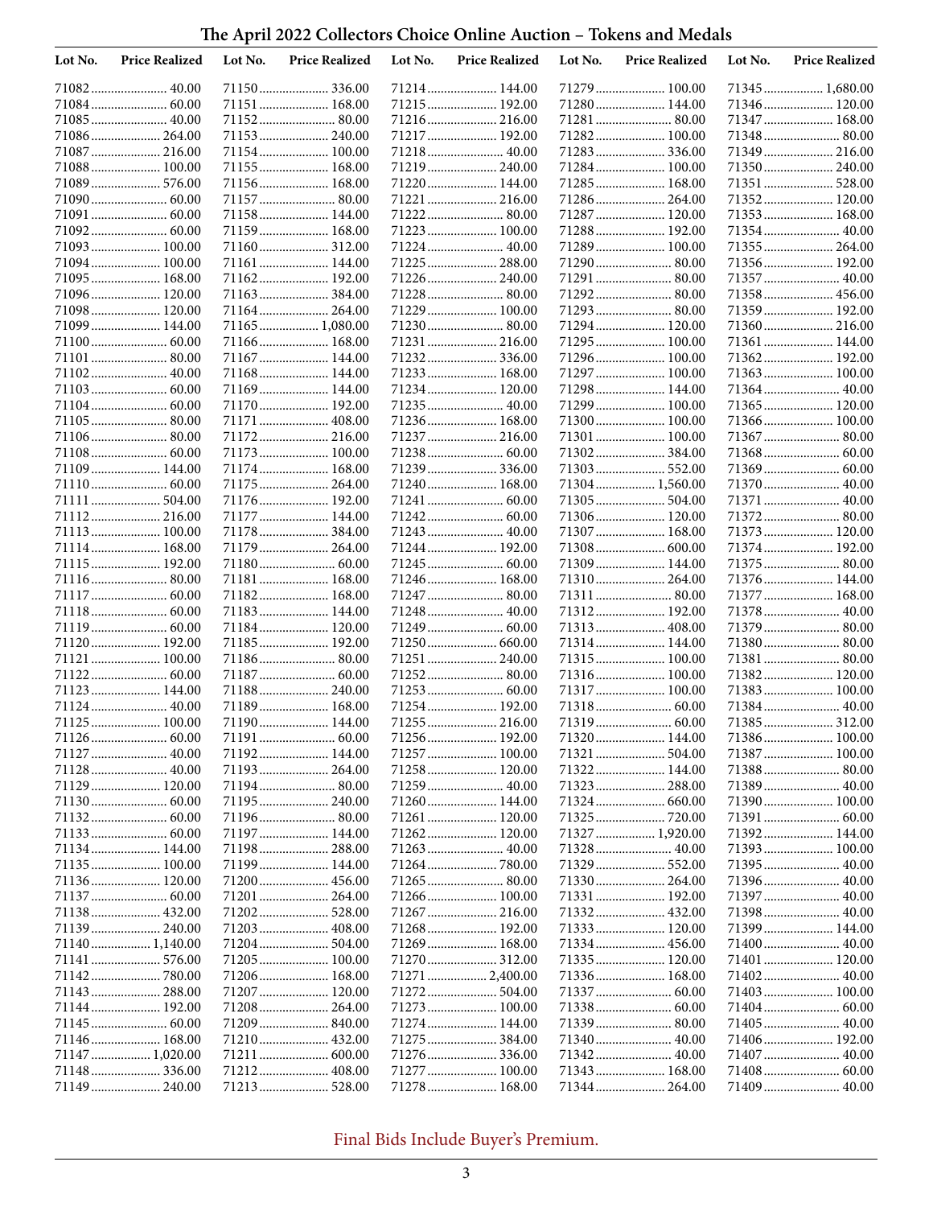# The April 2022 Collectors Choice Online Auction – Tokens and Medals

| Lot No. | Price Realized | Lot No. | Price Realized | Lot No. | Price Realized | Lot No. | Price Realized | Lot No. | Price Realized |
|---|---|---|---|---|---|---|---|---|---|
| 71082 | 40.00 | 71150 | 336.00 | 71214 | 144.00 | 71279 | 100.00 | 71345 | 1,680.00 |
| 71084 | 60.00 | 71151 | 168.00 | 71215 | 192.00 | 71280 | 144.00 | 71346 | 120.00 |
| 71085 | 40.00 | 71152 | 80.00 | 71216 | 216.00 | 71281 | 80.00 | 71347 | 168.00 |
| 71086 | 264.00 | 71153 | 240.00 | 71217 | 192.00 | 71282 | 100.00 | 71348 | 80.00 |
| 71087 | 216.00 | 71154 | 100.00 | 71218 | 40.00 | 71283 | 336.00 | 71349 | 216.00 |
| 71088 | 100.00 | 71155 | 168.00 | 71219 | 240.00 | 71284 | 100.00 | 71350 | 240.00 |
| 71089 | 576.00 | 71156 | 168.00 | 71220 | 144.00 | 71285 | 168.00 | 71351 | 528.00 |
| 71090 | 60.00 | 71157 | 80.00 | 71221 | 216.00 | 71286 | 264.00 | 71352 | 120.00 |
| 71091 | 60.00 | 71158 | 144.00 | 71222 | 80.00 | 71287 | 120.00 | 71353 | 168.00 |
| 71092 | 60.00 | 71159 | 168.00 | 71223 | 100.00 | 71288 | 192.00 | 71354 | 40.00 |
| 71093 | 100.00 | 71160 | 312.00 | 71224 | 40.00 | 71289 | 100.00 | 71355 | 264.00 |
| 71094 | 100.00 | 71161 | 144.00 | 71225 | 288.00 | 71290 | 80.00 | 71356 | 192.00 |
| 71095 | 168.00 | 71162 | 192.00 | 71226 | 240.00 | 71291 | 80.00 | 71357 | 40.00 |
| 71096 | 120.00 | 71163 | 384.00 | 71228 | 80.00 | 71292 | 80.00 | 71358 | 456.00 |
| 71098 | 120.00 | 71164 | 264.00 | 71229 | 100.00 | 71293 | 80.00 | 71359 | 192.00 |
| 71099 | 144.00 | 71165 | 1,080.00 | 71230 | 80.00 | 71294 | 120.00 | 71360 | 216.00 |
| 71100 | 60.00 | 71166 | 168.00 | 71231 | 216.00 | 71295 | 100.00 | 71361 | 144.00 |
| 71101 | 80.00 | 71167 | 144.00 | 71232 | 336.00 | 71296 | 100.00 | 71362 | 192.00 |
| 71102 | 40.00 | 71168 | 144.00 | 71233 | 168.00 | 71297 | 100.00 | 71363 | 100.00 |
| 71103 | 60.00 | 71169 | 144.00 | 71234 | 120.00 | 71298 | 144.00 | 71364 | 40.00 |
| 71104 | 60.00 | 71170 | 192.00 | 71235 | 40.00 | 71299 | 100.00 | 71365 | 120.00 |
| 71105 | 80.00 | 71171 | 408.00 | 71236 | 168.00 | 71300 | 100.00 | 71366 | 100.00 |
| 71106 | 80.00 | 71172 | 216.00 | 71237 | 216.00 | 71301 | 100.00 | 71367 | 80.00 |
| 71108 | 60.00 | 71173 | 100.00 | 71238 | 60.00 | 71302 | 384.00 | 71368 | 60.00 |
| 71109 | 144.00 | 71174 | 168.00 | 71239 | 336.00 | 71303 | 552.00 | 71369 | 60.00 |
| 71110 | 60.00 | 71175 | 264.00 | 71240 | 168.00 | 71304 | 1,560.00 | 71370 | 40.00 |
| 71111 | 504.00 | 71176 | 192.00 | 71241 | 60.00 | 71305 | 504.00 | 71371 | 40.00 |
| 71112 | 216.00 | 71177 | 144.00 | 71242 | 60.00 | 71306 | 120.00 | 71372 | 80.00 |
| 71113 | 100.00 | 71178 | 384.00 | 71243 | 40.00 | 71307 | 168.00 | 71373 | 120.00 |
| 71114 | 168.00 | 71179 | 264.00 | 71244 | 192.00 | 71308 | 600.00 | 71374 | 192.00 |
| 71115 | 192.00 | 71180 | 60.00 | 71245 | 60.00 | 71309 | 144.00 | 71375 | 80.00 |
| 71116 | 80.00 | 71181 | 168.00 | 71246 | 168.00 | 71310 | 264.00 | 71376 | 144.00 |
| 71117 | 60.00 | 71182 | 168.00 | 71247 | 80.00 | 71311 | 80.00 | 71377 | 168.00 |
| 71118 | 60.00 | 71183 | 144.00 | 71248 | 40.00 | 71312 | 192.00 | 71378 | 40.00 |
| 71119 | 60.00 | 71184 | 120.00 | 71249 | 60.00 | 71313 | 408.00 | 71379 | 80.00 |
| 71120 | 192.00 | 71185 | 192.00 | 71250 | 660.00 | 71314 | 144.00 | 71380 | 80.00 |
| 71121 | 100.00 | 71186 | 80.00 | 71251 | 240.00 | 71315 | 100.00 | 71381 | 80.00 |
| 71122 | 60.00 | 71187 | 60.00 | 71252 | 80.00 | 71316 | 100.00 | 71382 | 120.00 |
| 71123 | 144.00 | 71188 | 240.00 | 71253 | 60.00 | 71317 | 100.00 | 71383 | 100.00 |
| 71124 | 40.00 | 71189 | 168.00 | 71254 | 192.00 | 71318 | 60.00 | 71384 | 40.00 |
| 71125 | 100.00 | 71190 | 144.00 | 71255 | 216.00 | 71319 | 60.00 | 71385 | 312.00 |
| 71126 | 60.00 | 71191 | 60.00 | 71256 | 192.00 | 71320 | 144.00 | 71386 | 100.00 |
| 71127 | 40.00 | 71192 | 144.00 | 71257 | 100.00 | 71321 | 504.00 | 71387 | 100.00 |
| 71128 | 40.00 | 71193 | 264.00 | 71258 | 120.00 | 71322 | 144.00 | 71388 | 80.00 |
| 71129 | 120.00 | 71194 | 80.00 | 71259 | 40.00 | 71323 | 288.00 | 71389 | 40.00 |
| 71130 | 60.00 | 71195 | 240.00 | 71260 | 144.00 | 71324 | 660.00 | 71390 | 100.00 |
| 71132 | 60.00 | 71196 | 80.00 | 71261 | 120.00 | 71325 | 720.00 | 71391 | 60.00 |
| 71133 | 60.00 | 71197 | 144.00 | 71262 | 120.00 | 71327 | 1,920.00 | 71392 | 144.00 |
| 71134 | 144.00 | 71198 | 288.00 | 71263 | 40.00 | 71328 | 40.00 | 71393 | 100.00 |
| 71135 | 100.00 | 71199 | 144.00 | 71264 | 780.00 | 71329 | 552.00 | 71395 | 40.00 |
| 71136 | 120.00 | 71200 | 456.00 | 71265 | 80.00 | 71330 | 264.00 | 71396 | 40.00 |
| 71137 | 60.00 | 71201 | 264.00 | 71266 | 100.00 | 71331 | 192.00 | 71397 | 40.00 |
| 71138 | 432.00 | 71202 | 528.00 | 71267 | 216.00 | 71332 | 432.00 | 71398 | 40.00 |
| 71139 | 240.00 | 71203 | 408.00 | 71268 | 192.00 | 71333 | 120.00 | 71399 | 144.00 |
| 71140 | 1,140.00 | 71204 | 504.00 | 71269 | 168.00 | 71334 | 456.00 | 71400 | 40.00 |
| 71141 | 576.00 | 71205 | 100.00 | 71270 | 312.00 | 71335 | 120.00 | 71401 | 120.00 |
| 71142 | 780.00 | 71206 | 168.00 | 71271 | 2,400.00 | 71336 | 168.00 | 71402 | 40.00 |
| 71143 | 288.00 | 71207 | 120.00 | 71272 | 504.00 | 71337 | 60.00 | 71403 | 100.00 |
| 71144 | 192.00 | 71208 | 264.00 | 71273 | 100.00 | 71338 | 60.00 | 71404 | 60.00 |
| 71145 | 60.00 | 71209 | 840.00 | 71274 | 144.00 | 71339 | 80.00 | 71405 | 40.00 |
| 71146 | 168.00 | 71210 | 432.00 | 71275 | 384.00 | 71340 | 40.00 | 71406 | 192.00 |
| 71147 | 1,020.00 | 71211 | 600.00 | 71276 | 336.00 | 71342 | 40.00 | 71407 | 40.00 |
| 71148 | 336.00 | 71212 | 408.00 | 71277 | 100.00 | 71343 | 168.00 | 71408 | 60.00 |
| 71149 | 240.00 | 71213 | 528.00 | 71278 | 168.00 | 71344 | 264.00 | 71409 | 40.00 |

Final Bids Include Buyer's Premium.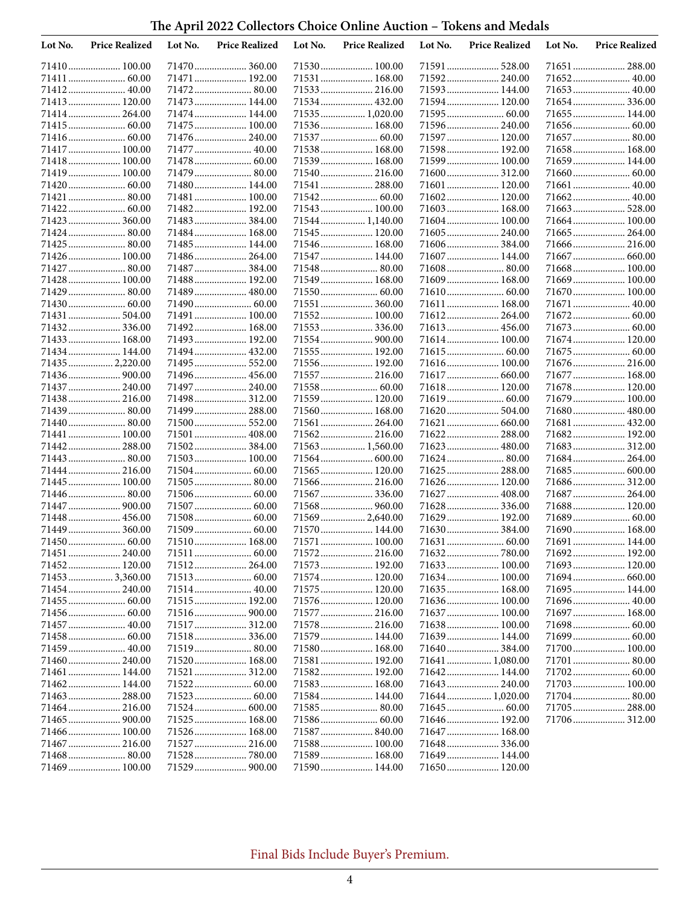# The April 2022 Collectors Choice Online Auction – Tokens and Medals

| Lot No. | Price Realized | Lot No. | Price Realized | Lot No. | Price Realized | Lot No. | Price Realized | Lot No. | Price Realized |
|---|---|---|---|---|---|---|---|---|---|
| 71410 | 100.00 | 71470 | 360.00 | 71530 | 100.00 | 71591 | 528.00 | 71651 | 288.00 |
| 71411 | 60.00 | 71471 | 192.00 | 71531 | 168.00 | 71592 | 240.00 | 71652 | 40.00 |
| 71412 | 40.00 | 71472 | 80.00 | 71533 | 216.00 | 71593 | 144.00 | 71653 | 40.00 |
| 71413 | 120.00 | 71473 | 144.00 | 71534 | 432.00 | 71594 | 120.00 | 71654 | 336.00 |
| 71414 | 264.00 | 71474 | 144.00 | 71535 | 1,020.00 | 71595 | 60.00 | 71655 | 144.00 |
| 71415 | 60.00 | 71475 | 100.00 | 71536 | 168.00 | 71596 | 240.00 | 71656 | 60.00 |
| 71416 | 60.00 | 71476 | 240.00 | 71537 | 60.00 | 71597 | 120.00 | 71657 | 80.00 |
| 71417 | 100.00 | 71477 | 40.00 | 71538 | 168.00 | 71598 | 192.00 | 71658 | 168.00 |
| 71418 | 100.00 | 71478 | 60.00 | 71539 | 168.00 | 71599 | 100.00 | 71659 | 144.00 |
| 71419 | 100.00 | 71479 | 80.00 | 71540 | 216.00 | 71600 | 312.00 | 71660 | 60.00 |
| 71420 | 60.00 | 71480 | 144.00 | 71541 | 288.00 | 71601 | 120.00 | 71661 | 40.00 |
| 71421 | 80.00 | 71481 | 100.00 | 71542 | 60.00 | 71602 | 120.00 | 71662 | 40.00 |
| 71422 | 60.00 | 71482 | 192.00 | 71543 | 100.00 | 71603 | 168.00 | 71663 | 528.00 |
| 71423 | 360.00 | 71483 | 384.00 | 71544 | 1,140.00 | 71604 | 100.00 | 71664 | 100.00 |
| 71424 | 80.00 | 71484 | 168.00 | 71545 | 120.00 | 71605 | 240.00 | 71665 | 264.00 |
| 71425 | 80.00 | 71485 | 144.00 | 71546 | 168.00 | 71606 | 384.00 | 71666 | 216.00 |
| 71426 | 100.00 | 71486 | 264.00 | 71547 | 144.00 | 71607 | 144.00 | 71667 | 660.00 |
| 71427 | 80.00 | 71487 | 384.00 | 71548 | 80.00 | 71608 | 80.00 | 71668 | 100.00 |
| 71428 | 100.00 | 71488 | 192.00 | 71549 | 168.00 | 71609 | 168.00 | 71669 | 100.00 |
| 71429 | 80.00 | 71489 | 480.00 | 71550 | 60.00 | 71610 | 60.00 | 71670 | 100.00 |
| 71430 | 60.00 | 71490 | 60.00 | 71551 | 360.00 | 71611 | 168.00 | 71671 | 40.00 |
| 71431 | 504.00 | 71491 | 100.00 | 71552 | 100.00 | 71612 | 264.00 | 71672 | 60.00 |
| 71432 | 336.00 | 71492 | 168.00 | 71553 | 336.00 | 71613 | 456.00 | 71673 | 60.00 |
| 71433 | 168.00 | 71493 | 192.00 | 71554 | 900.00 | 71614 | 100.00 | 71674 | 120.00 |
| 71434 | 144.00 | 71494 | 432.00 | 71555 | 192.00 | 71615 | 60.00 | 71675 | 60.00 |
| 71435 | 2,220.00 | 71495 | 552.00 | 71556 | 192.00 | 71616 | 100.00 | 71676 | 216.00 |
| 71436 | 900.00 | 71496 | 456.00 | 71557 | 216.00 | 71617 | 660.00 | 71677 | 168.00 |
| 71437 | 240.00 | 71497 | 240.00 | 71558 | 60.00 | 71618 | 120.00 | 71678 | 120.00 |
| 71438 | 216.00 | 71498 | 312.00 | 71559 | 120.00 | 71619 | 60.00 | 71679 | 100.00 |
| 71439 | 80.00 | 71499 | 288.00 | 71560 | 168.00 | 71620 | 504.00 | 71680 | 480.00 |
| 71440 | 80.00 | 71500 | 552.00 | 71561 | 264.00 | 71621 | 660.00 | 71681 | 432.00 |
| 71441 | 100.00 | 71501 | 408.00 | 71562 | 216.00 | 71622 | 288.00 | 71682 | 192.00 |
| 71442 | 288.00 | 71502 | 384.00 | 71563 | 1,560.00 | 71623 | 480.00 | 71683 | 312.00 |
| 71443 | 80.00 | 71503 | 100.00 | 71564 | 600.00 | 71624 | 80.00 | 71684 | 264.00 |
| 71444 | 216.00 | 71504 | 60.00 | 71565 | 120.00 | 71625 | 288.00 | 71685 | 600.00 |
| 71445 | 100.00 | 71505 | 80.00 | 71566 | 216.00 | 71626 | 120.00 | 71686 | 312.00 |
| 71446 | 80.00 | 71506 | 60.00 | 71567 | 336.00 | 71627 | 408.00 | 71687 | 264.00 |
| 71447 | 900.00 | 71507 | 60.00 | 71568 | 960.00 | 71628 | 336.00 | 71688 | 120.00 |
| 71448 | 456.00 | 71508 | 60.00 | 71569 | 2,640.00 | 71629 | 192.00 | 71689 | 60.00 |
| 71449 | 360.00 | 71509 | 60.00 | 71570 | 144.00 | 71630 | 384.00 | 71690 | 168.00 |
| 71450 | 60.00 | 71510 | 168.00 | 71571 | 100.00 | 71631 | 60.00 | 71691 | 144.00 |
| 71451 | 240.00 | 71511 | 60.00 | 71572 | 216.00 | 71632 | 780.00 | 71692 | 192.00 |
| 71452 | 120.00 | 71512 | 264.00 | 71573 | 192.00 | 71633 | 100.00 | 71693 | 120.00 |
| 71453 | 3,360.00 | 71513 | 60.00 | 71574 | 120.00 | 71634 | 100.00 | 71694 | 660.00 |
| 71454 | 240.00 | 71514 | 40.00 | 71575 | 120.00 | 71635 | 168.00 | 71695 | 144.00 |
| 71455 | 60.00 | 71515 | 192.00 | 71576 | 120.00 | 71636 | 100.00 | 71696 | 40.00 |
| 71456 | 60.00 | 71516 | 900.00 | 71577 | 216.00 | 71637 | 100.00 | 71697 | 168.00 |
| 71457 | 40.00 | 71517 | 312.00 | 71578 | 216.00 | 71638 | 100.00 | 71698 | 60.00 |
| 71458 | 60.00 | 71518 | 336.00 | 71579 | 144.00 | 71639 | 144.00 | 71699 | 60.00 |
| 71459 | 40.00 | 71519 | 80.00 | 71580 | 168.00 | 71640 | 384.00 | 71700 | 100.00 |
| 71460 | 240.00 | 71520 | 168.00 | 71581 | 192.00 | 71641 | 1,080.00 | 71701 | 80.00 |
| 71461 | 144.00 | 71521 | 312.00 | 71582 | 192.00 | 71642 | 144.00 | 71702 | 60.00 |
| 71462 | 144.00 | 71522 | 60.00 | 71583 | 168.00 | 71643 | 240.00 | 71703 | 100.00 |
| 71463 | 288.00 | 71523 | 60.00 | 71584 | 144.00 | 71644 | 1,020.00 | 71704 | 80.00 |
| 71464 | 216.00 | 71524 | 600.00 | 71585 | 80.00 | 71645 | 60.00 | 71705 | 288.00 |
| 71465 | 900.00 | 71525 | 168.00 | 71586 | 60.00 | 71646 | 192.00 | 71706 | 312.00 |
| 71466 | 100.00 | 71526 | 168.00 | 71587 | 840.00 | 71647 | 168.00 | | |
| 71467 | 216.00 | 71527 | 216.00 | 71588 | 100.00 | 71648 | 336.00 | | |
| 71468 | 80.00 | 71528 | 780.00 | 71589 | 168.00 | 71649 | 144.00 | | |
| 71469 | 100.00 | 71529 | 900.00 | 71590 | 144.00 | 71650 | 120.00 | | |

Final Bids Include Buyer's Premium.